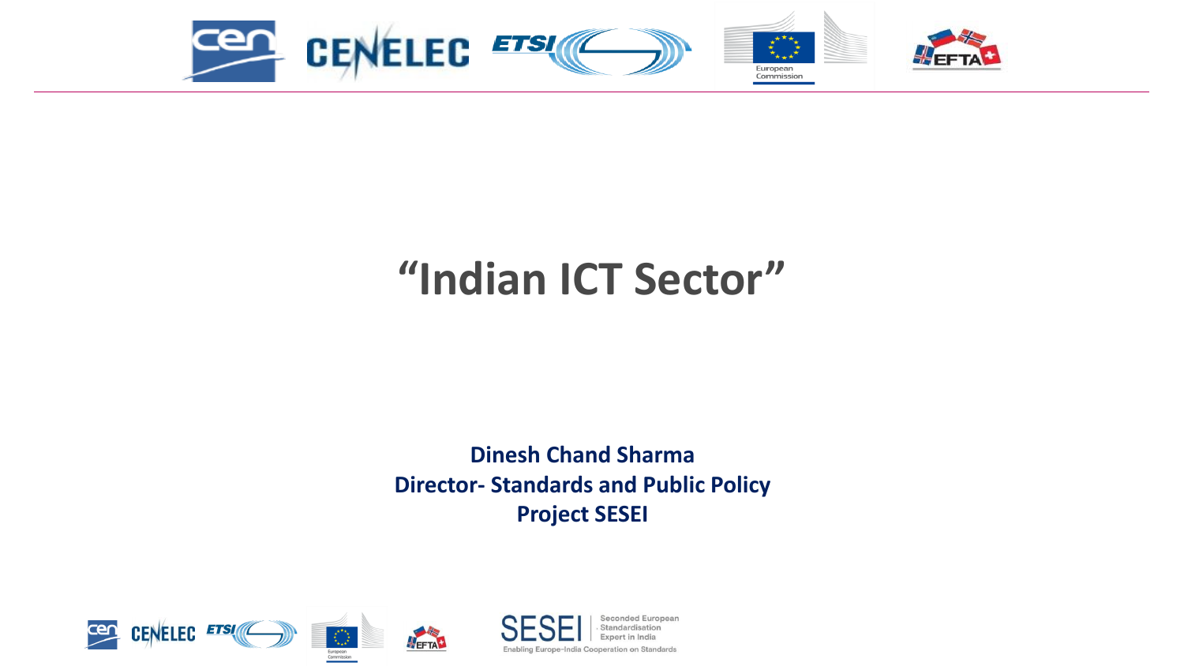# "Indian ICT Sector"

**Dinesh Chand Sharma**
**Director- Standards and Public Policy**
**Project SESEI**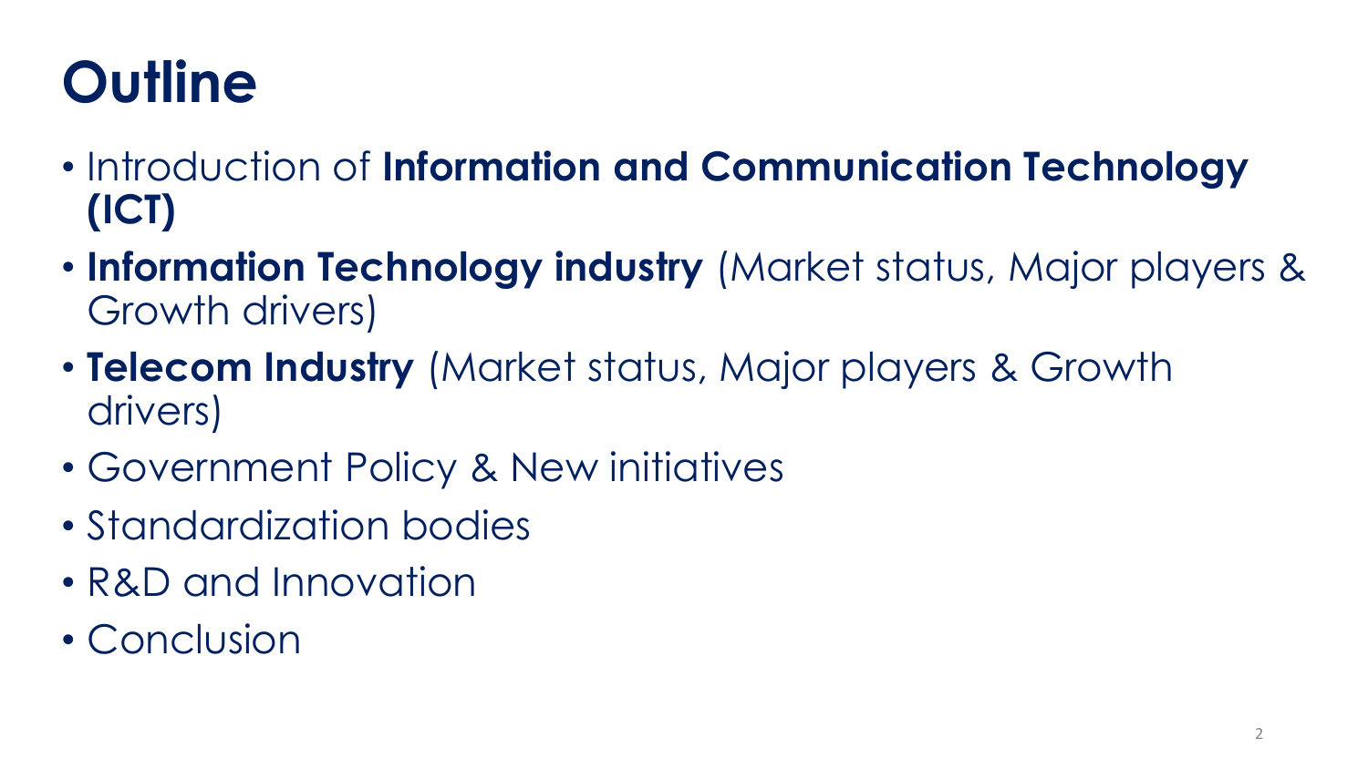# Outline

- Introduction of **Information and Communication Technology (ICT)**
- **Information Technology industry** (Market status, Major players & Growth drivers)
- **Telecom Industry** (Market status, Major players & Growth drivers)
- Government Policy & New initiatives
- Standardization bodies
- R&D and Innovation
- Conclusion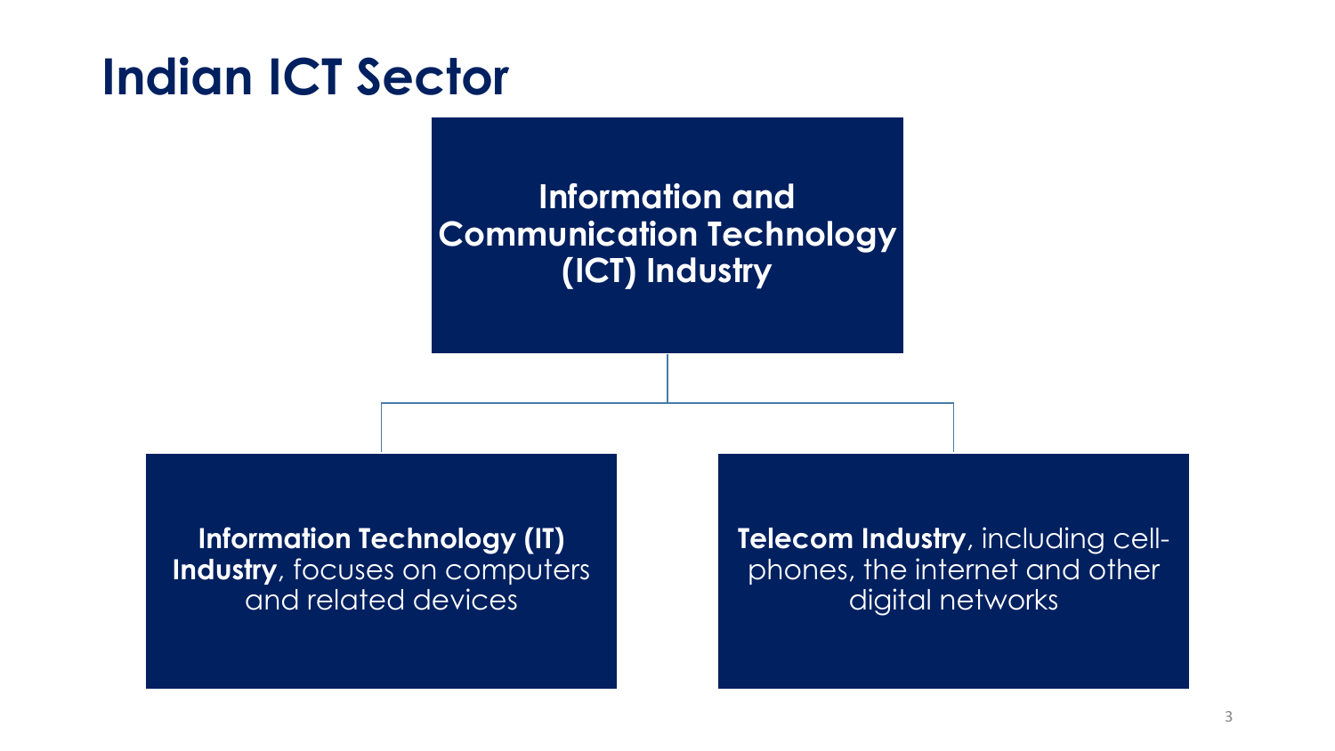# Indian ICT Sector

**Information and Communication Technology (ICT) Industry**

- **Information Technology (IT) Industry**, focuses on computers and related devices
- **Telecom Industry**, including cell-phones, the internet and other digital networks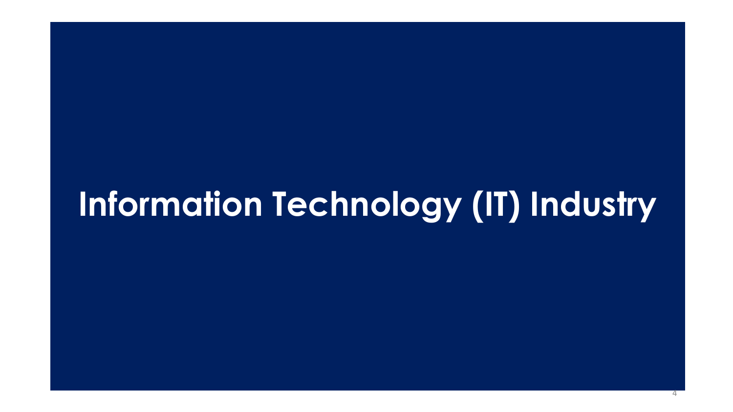# Information Technology (IT) Industry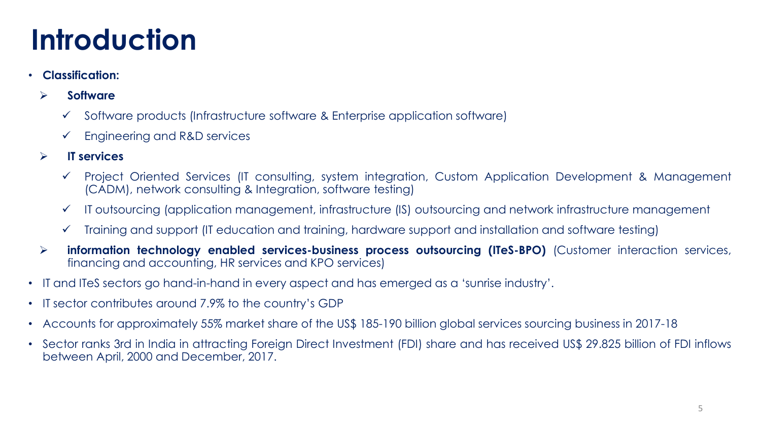# Introduction

- **Classification:**
  - **Software**
    - Software products (Infrastructure software & Enterprise application software)
    - Engineering and R&D services
  - **IT services**
    - Project Oriented Services (IT consulting, system integration, Custom Application Development & Management (CADM), network consulting & Integration, software testing)
    - IT outsourcing (application management, infrastructure (IS) outsourcing and network infrastructure management
    - Training and support (IT education and training, hardware support and installation and software testing)
  - **information technology enabled services-business process outsourcing (ITeS-BPO)** (Customer interaction services, financing and accounting, HR services and KPO services)
- IT and ITeS sectors go hand-in-hand in every aspect and has emerged as a 'sunrise industry'.
- IT sector contributes around 7.9% to the country's GDP
- Accounts for approximately 55% market share of the US$ 185-190 billion global services sourcing business in 2017-18
- Sector ranks 3rd in India in attracting Foreign Direct Investment (FDI) share and has received US$ 29.825 billion of FDI inflows between April, 2000 and December, 2017.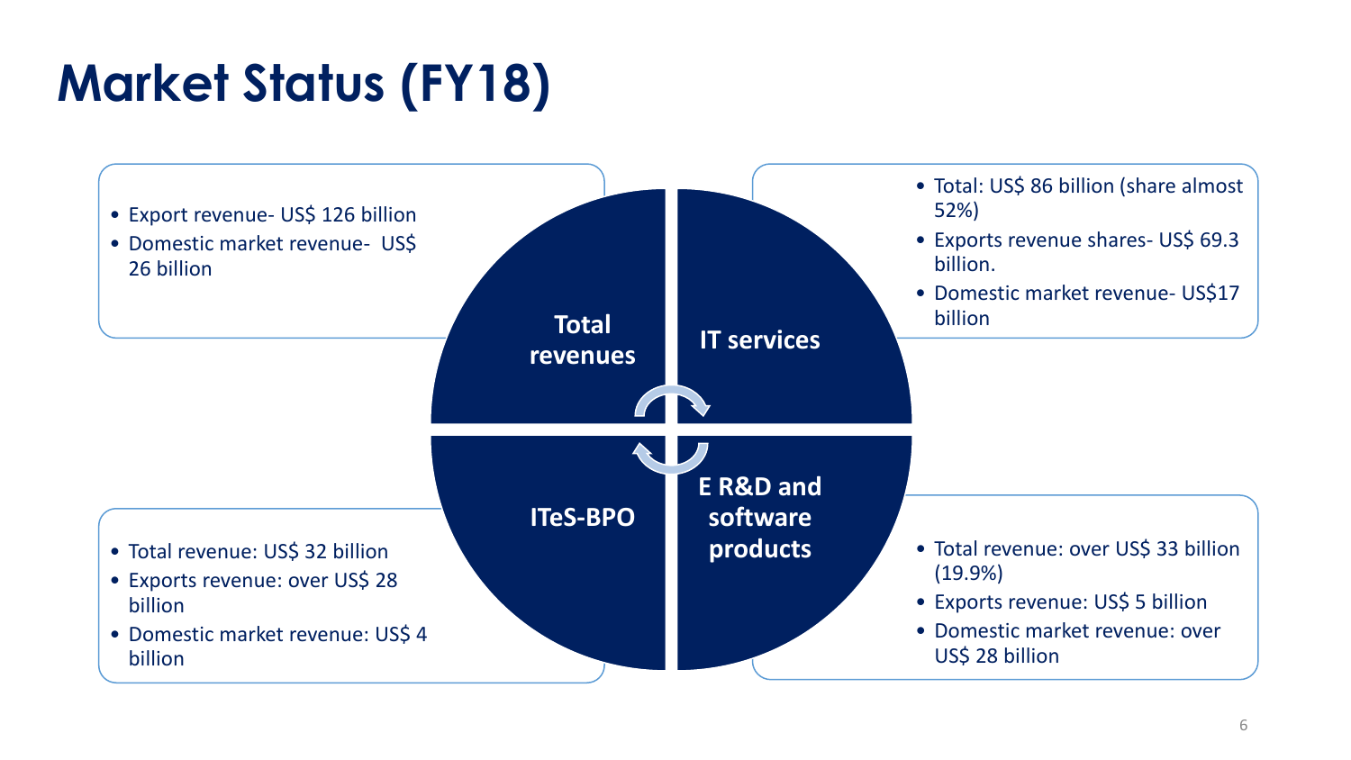# Market Status (FY18)

## Total revenues

- Export revenue- US$ 126 billion
- Domestic market revenue- US$ 26 billion

## IT services

- Total: US$ 86 billion (share almost 52%)
- Exports revenue shares- US$ 69.3 billion.
- Domestic market revenue- US$17 billion

## ITeS-BPO

- Total revenue: US$ 32 billion
- Exports revenue: over US$ 28 billion
- Domestic market revenue: US$ 4 billion

## E R&D and software products

- Total revenue: over US$ 33 billion (19.9%)
- Exports revenue: US$ 5 billion
- Domestic market revenue: over US$ 28 billion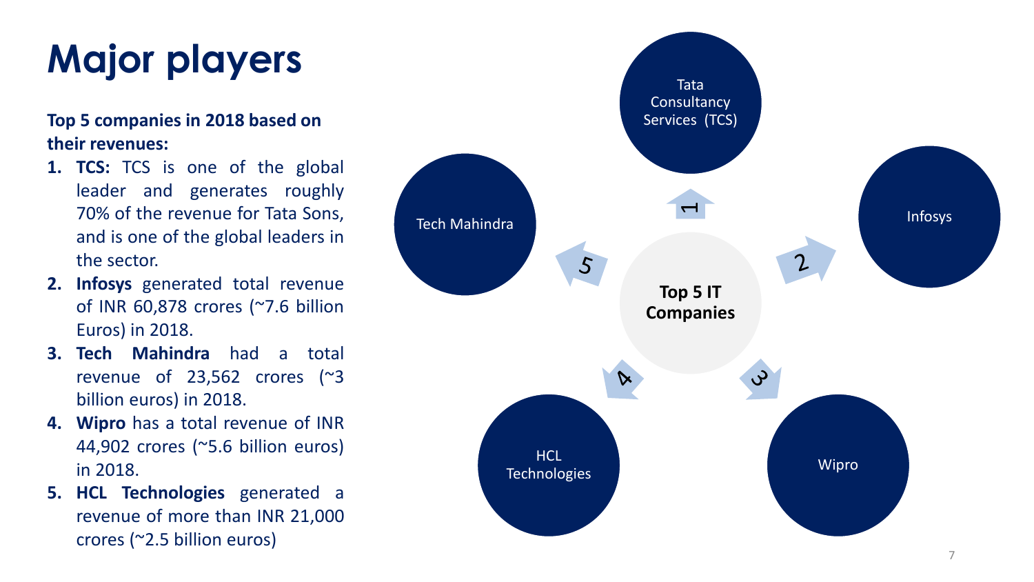# Major players

**Top 5 companies in 2018 based on their revenues:**

1. **TCS:** TCS is one of the global leader and generates roughly 70% of the revenue for Tata Sons, and is one of the global leaders in the sector.
2. **Infosys** generated total revenue of INR 60,878 crores (~7.6 billion Euros) in 2018.
3. **Tech Mahindra** had a total revenue of 23,562 crores (~3 billion euros) in 2018.
4. **Wipro** has a total revenue of INR 44,902 crores (~5.6 billion euros) in 2018.
5. **HCL Technologies** generated a revenue of more than INR 21,000 crores (~2.5 billion euros)

**Top 5 IT Companies**

1. Tata Consultancy Services (TCS)
2. Infosys
3. Wipro
4. HCL Technologies
5. Tech Mahindra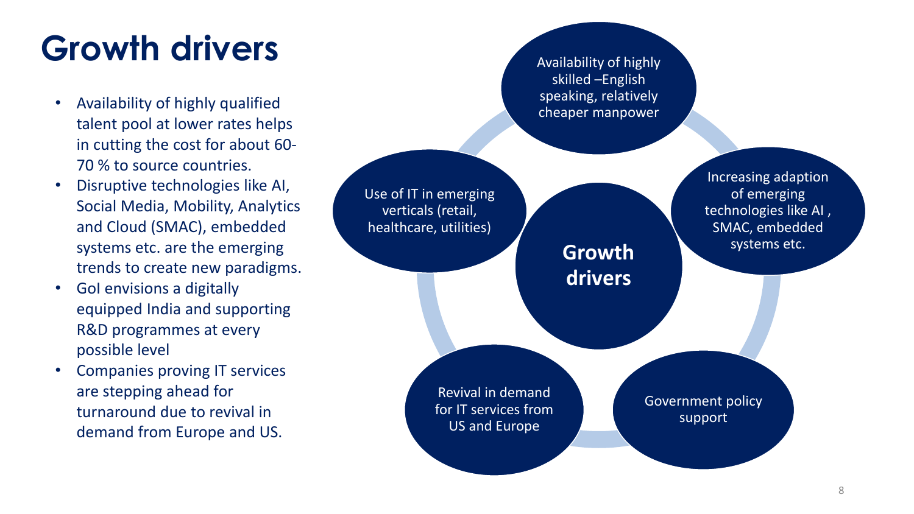# Growth drivers

- Availability of highly qualified talent pool at lower rates helps in cutting the cost for about 60-70 % to source countries.
- Disruptive technologies like AI, Social Media, Mobility, Analytics and Cloud (SMAC), embedded systems etc. are the emerging trends to create new paradigms.
- GoI envisions a digitally equipped India and supporting R&D programmes at every possible level
- Companies proving IT services are stepping ahead for turnaround due to revival in demand from Europe and US.

**Growth drivers**

- Availability of highly skilled –English speaking, relatively cheaper manpower
- Increasing adaption of emerging technologies like AI , SMAC, embedded systems etc.
- Government policy support
- Revival in demand for IT services from US and Europe
- Use of IT in emerging verticals (retail, healthcare, utilities)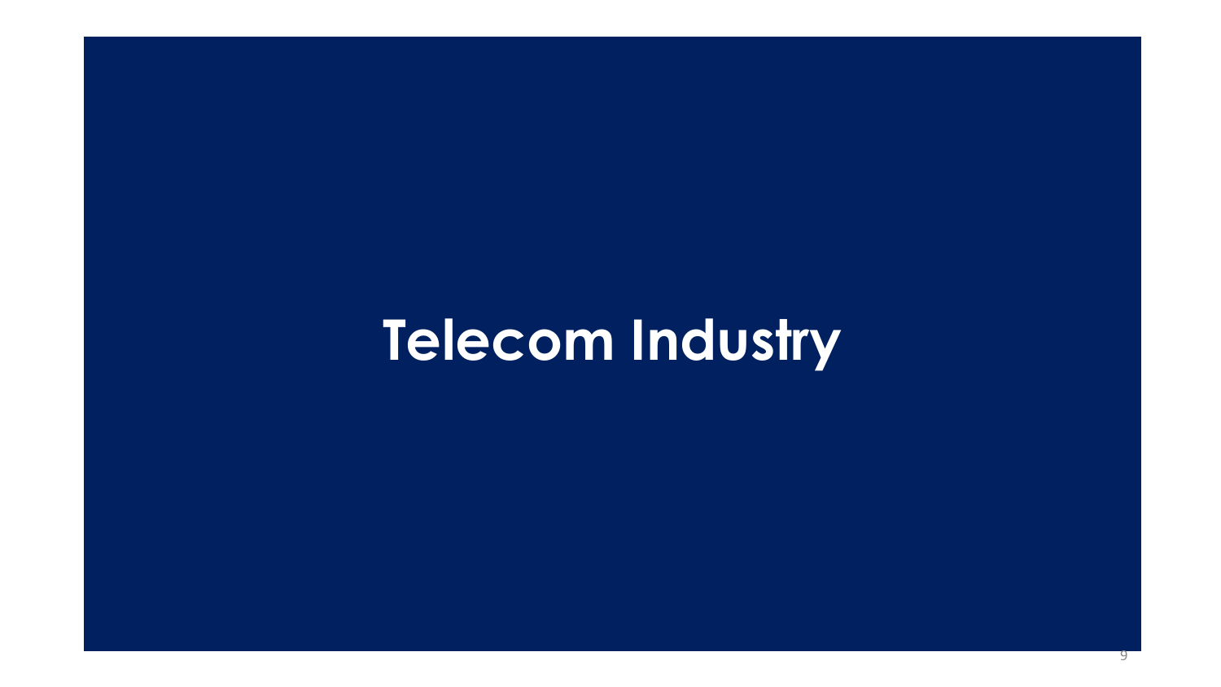# Telecom Industry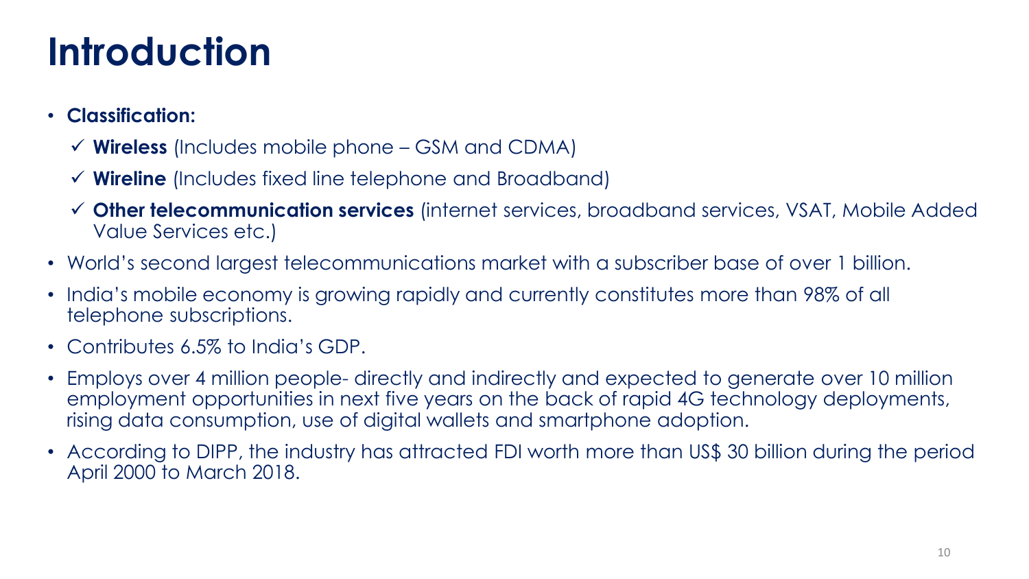# Introduction

- **Classification:**
  - ✓ **Wireless** (Includes mobile phone – GSM and CDMA)
  - ✓ **Wireline** (Includes fixed line telephone and Broadband)
  - ✓ **Other telecommunication services** (internet services, broadband services, VSAT, Mobile Added Value Services etc.)
- World's second largest telecommunications market with a subscriber base of over 1 billion.
- India's mobile economy is growing rapidly and currently constitutes more than 98% of all telephone subscriptions.
- Contributes 6.5% to India's GDP.
- Employs over 4 million people- directly and indirectly and expected to generate over 10 million employment opportunities in next five years on the back of rapid 4G technology deployments, rising data consumption, use of digital wallets and smartphone adoption.
- According to DIPP, the industry has attracted FDI worth more than US$ 30 billion during the period April 2000 to March 2018.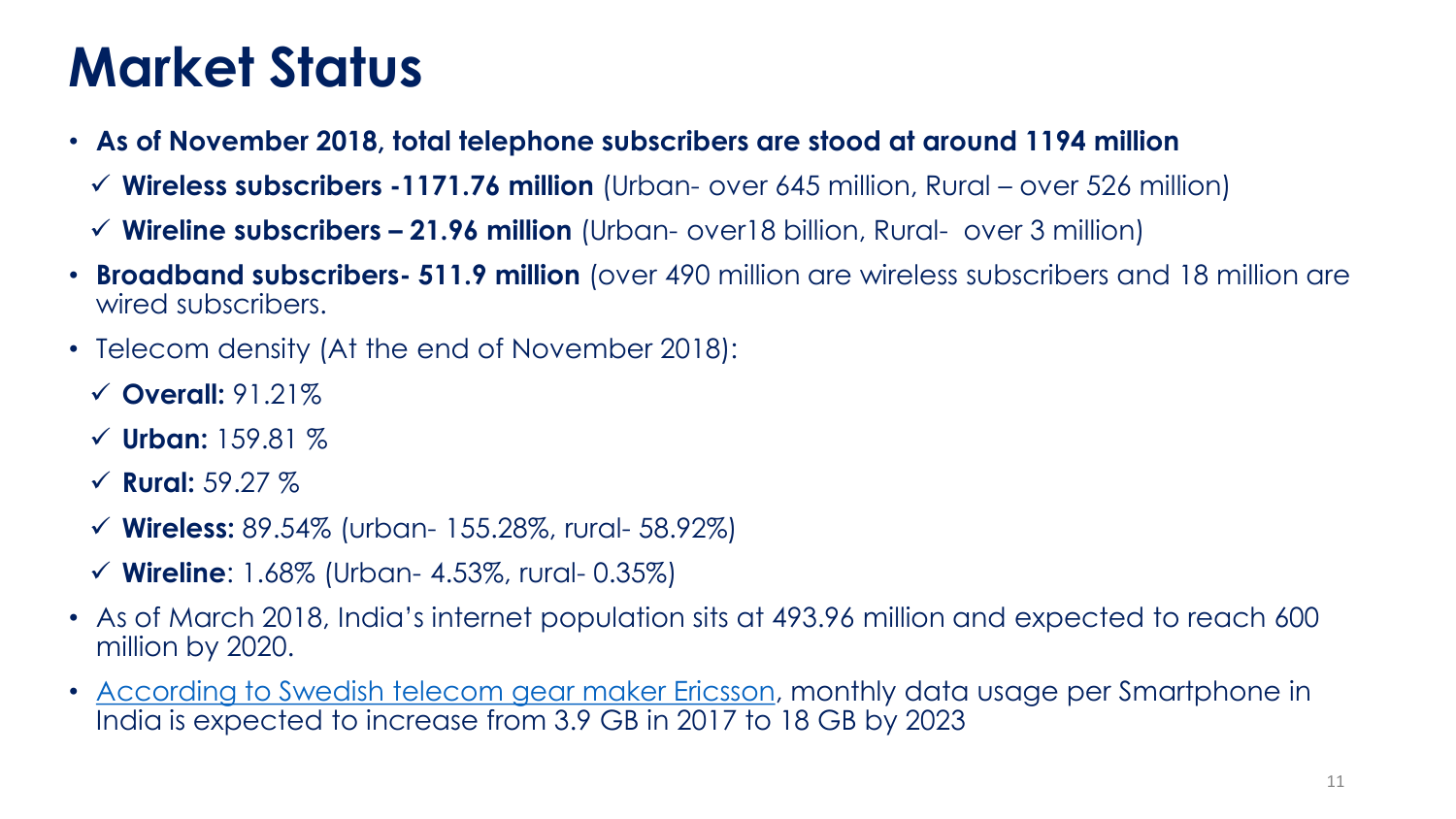# Market Status

- **As of November 2018, total telephone subscribers are stood at around 1194 million**
  - ✓ **Wireless subscribers -1171.76 million** (Urban- over 645 million, Rural – over 526 million)
  - ✓ **Wireline subscribers – 21.96 million** (Urban- over18 billion, Rural- over 3 million)
- **Broadband subscribers- 511.9 million** (over 490 million are wireless subscribers and 18 million are wired subscribers.
- Telecom density (At the end of November 2018):
  - ✓ **Overall:** 91.21%
  - ✓ **Urban:** 159.81 %
  - ✓ **Rural:** 59.27 %
  - ✓ **Wireless:** 89.54% (urban- 155.28%, rural- 58.92%)
  - ✓ **Wireline**: 1.68% (Urban- 4.53%, rural- 0.35%)
- As of March 2018, India's internet population sits at 493.96 million and expected to reach 600 million by 2020.
- According to Swedish telecom gear maker Ericsson, monthly data usage per Smartphone in India is expected to increase from 3.9 GB in 2017 to 18 GB by 2023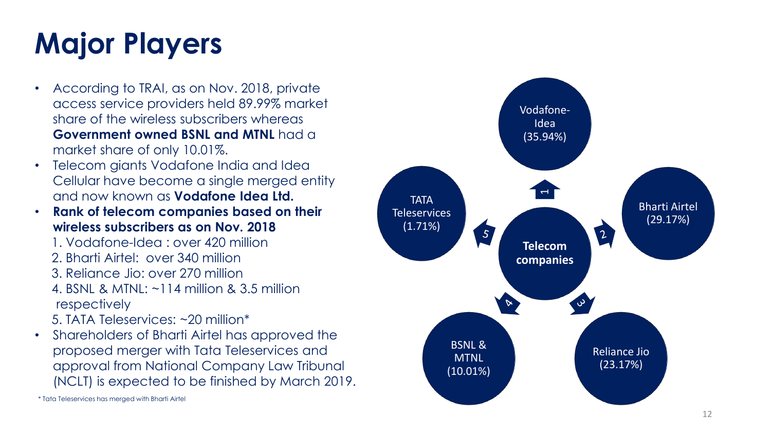# Major Players

- According to TRAI, as on Nov. 2018, private access service providers held 89.99% market share of the wireless subscribers whereas **Government owned BSNL and MTNL** had a market share of only 10.01%.
- Telecom giants Vodafone India and Idea Cellular have become a single merged entity and now known as **Vodafone Idea Ltd.**
- **Rank of telecom companies based on their wireless subscribers as on Nov. 2018**
  1. Vodafone-Idea : over 420 million
  2. Bharti Airtel: over 340 million
  3. Reliance Jio: over 270 million
  4. BSNL & MTNL: ~114 million & 3.5 million respectively
  5. TATA Teleservices: ~20 million*
- Shareholders of Bharti Airtel has approved the proposed merger with Tata Teleservices and approval from National Company Law Tribunal (NCLT) is expected to be finished by March 2019.

**Telecom companies**

1. Vodafone-Idea (35.94%)
2. Bharti Airtel (29.17%)
3. Reliance Jio (23.17%)
4. BSNL & MTNL (10.01%)
5. TATA Teleservices (1.71%)

\* Tata Teleservices has merged with Bharti Airtel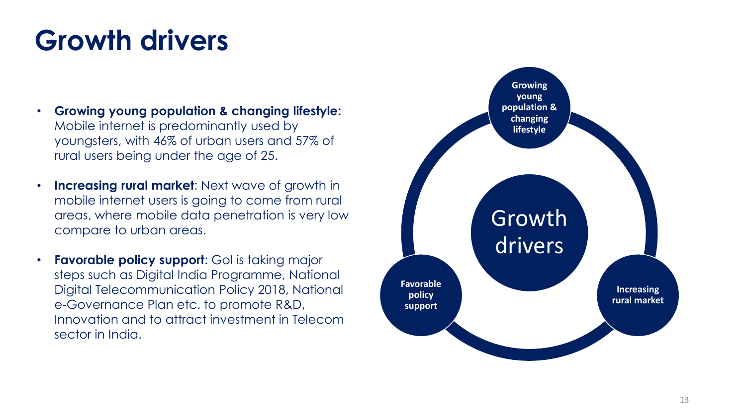# Growth drivers

- **Growing young population & changing lifestyle:** Mobile internet is predominantly used by youngsters, with 46% of urban users and 57% of rural users being under the age of 25.
- **Increasing rural market**: Next wave of growth in mobile internet users is going to come from rural areas, where mobile data penetration is very low compare to urban areas.
- **Favorable policy support**: GoI is taking major steps such as Digital India Programme, National Digital Telecommunication Policy 2018, National e-Governance Plan etc. to promote R&D, Innovation and to attract investment in Telecom sector in India.

Growth drivers

**Growing young population & changing lifestyle**

**Increasing rural market**

**Favorable policy support**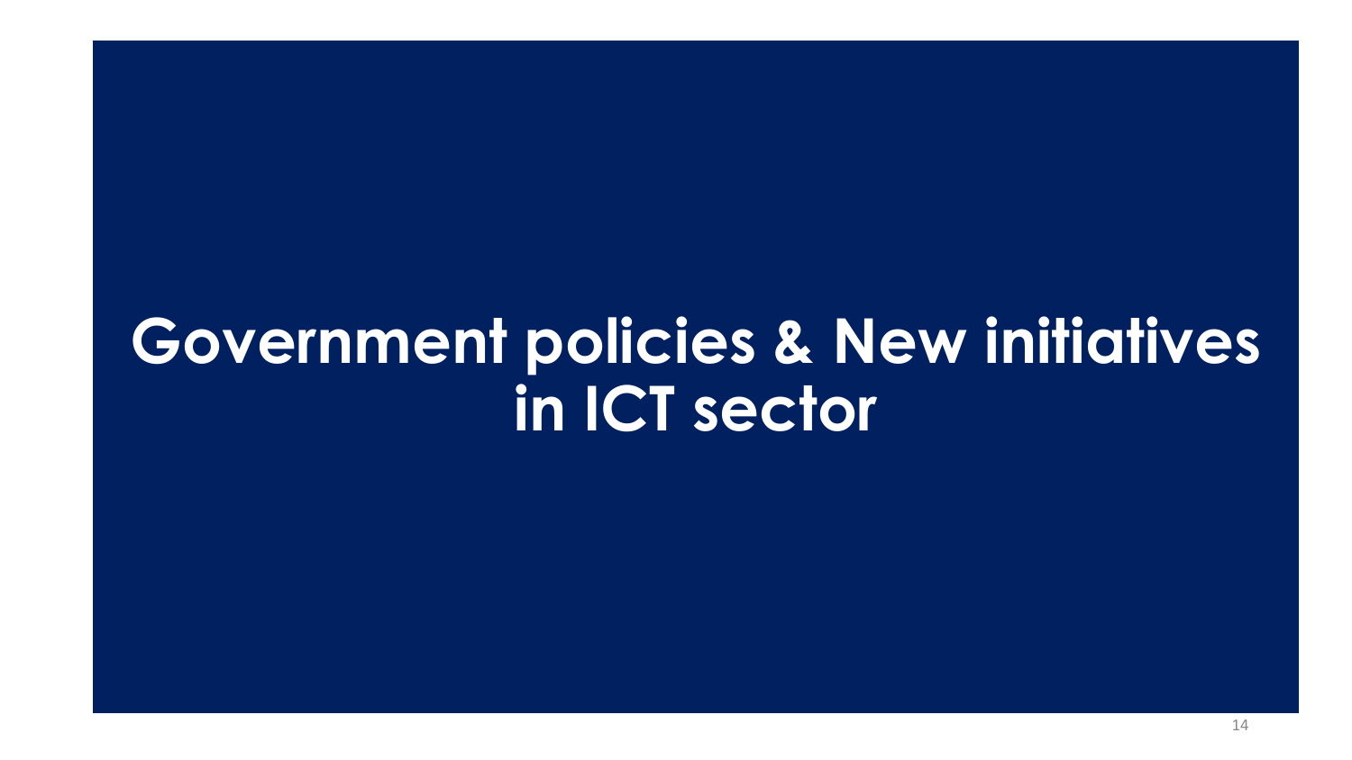# Government policies & New initiatives in ICT sector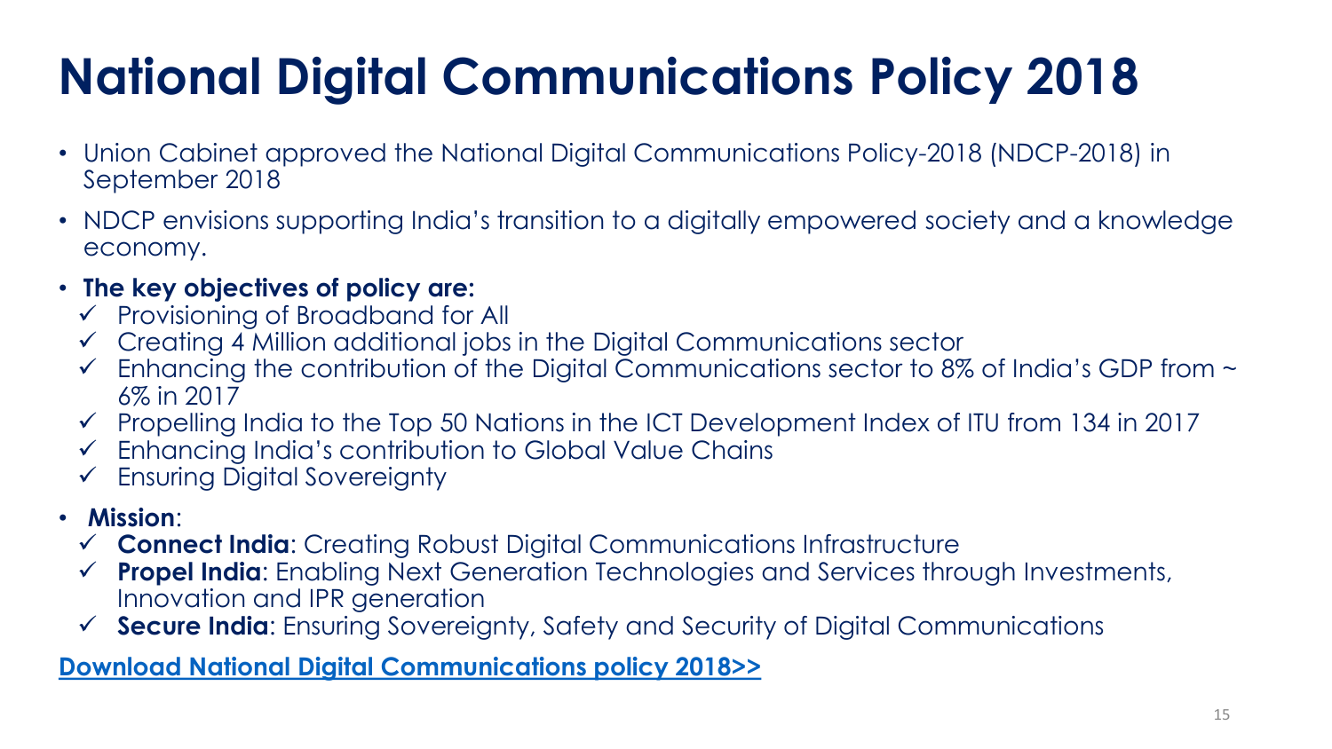# National Digital Communications Policy 2018

- Union Cabinet approved the National Digital Communications Policy-2018 (NDCP-2018) in September 2018
- NDCP envisions supporting India's transition to a digitally empowered society and a knowledge economy.
- **The key objectives of policy are:**
  - ✓ Provisioning of Broadband for All
  - ✓ Creating 4 Million additional jobs in the Digital Communications sector
  - ✓ Enhancing the contribution of the Digital Communications sector to 8% of India's GDP from ~ 6% in 2017
  - ✓ Propelling India to the Top 50 Nations in the ICT Development Index of ITU from 134 in 2017
  - ✓ Enhancing India's contribution to Global Value Chains
  - ✓ Ensuring Digital Sovereignty
- **Mission**:
  - ✓ **Connect India**: Creating Robust Digital Communications Infrastructure
  - ✓ **Propel India**: Enabling Next Generation Technologies and Services through Investments, Innovation and IPR generation
  - ✓ **Secure India**: Ensuring Sovereignty, Safety and Security of Digital Communications

**Download National Digital Communications policy 2018>>**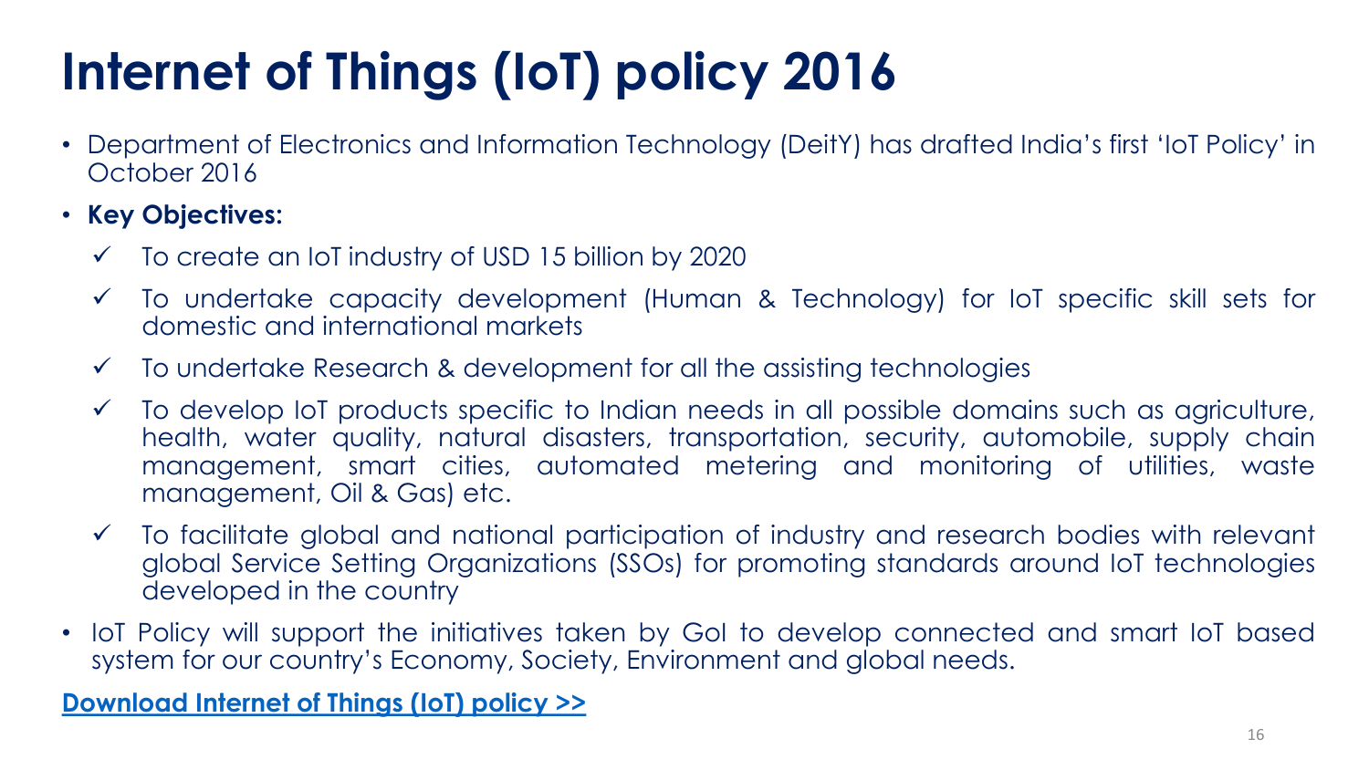# Internet of Things (IoT) policy 2016

- Department of Electronics and Information Technology (DeitY) has drafted India's first 'IoT Policy' in October 2016
- **Key Objectives:**
  - ✓ To create an IoT industry of USD 15 billion by 2020
  - ✓ To undertake capacity development (Human & Technology) for IoT specific skill sets for domestic and international markets
  - ✓ To undertake Research & development for all the assisting technologies
  - ✓ To develop IoT products specific to Indian needs in all possible domains such as agriculture, health, water quality, natural disasters, transportation, security, automobile, supply chain management, smart cities, automated metering and monitoring of utilities, waste management, Oil & Gas) etc.
  - ✓ To facilitate global and national participation of industry and research bodies with relevant global Service Setting Organizations (SSOs) for promoting standards around IoT technologies developed in the country
- IoT Policy will support the initiatives taken by GoI to develop connected and smart IoT based system for our country's Economy, Society, Environment and global needs.

**Download Internet of Things (IoT) policy >>**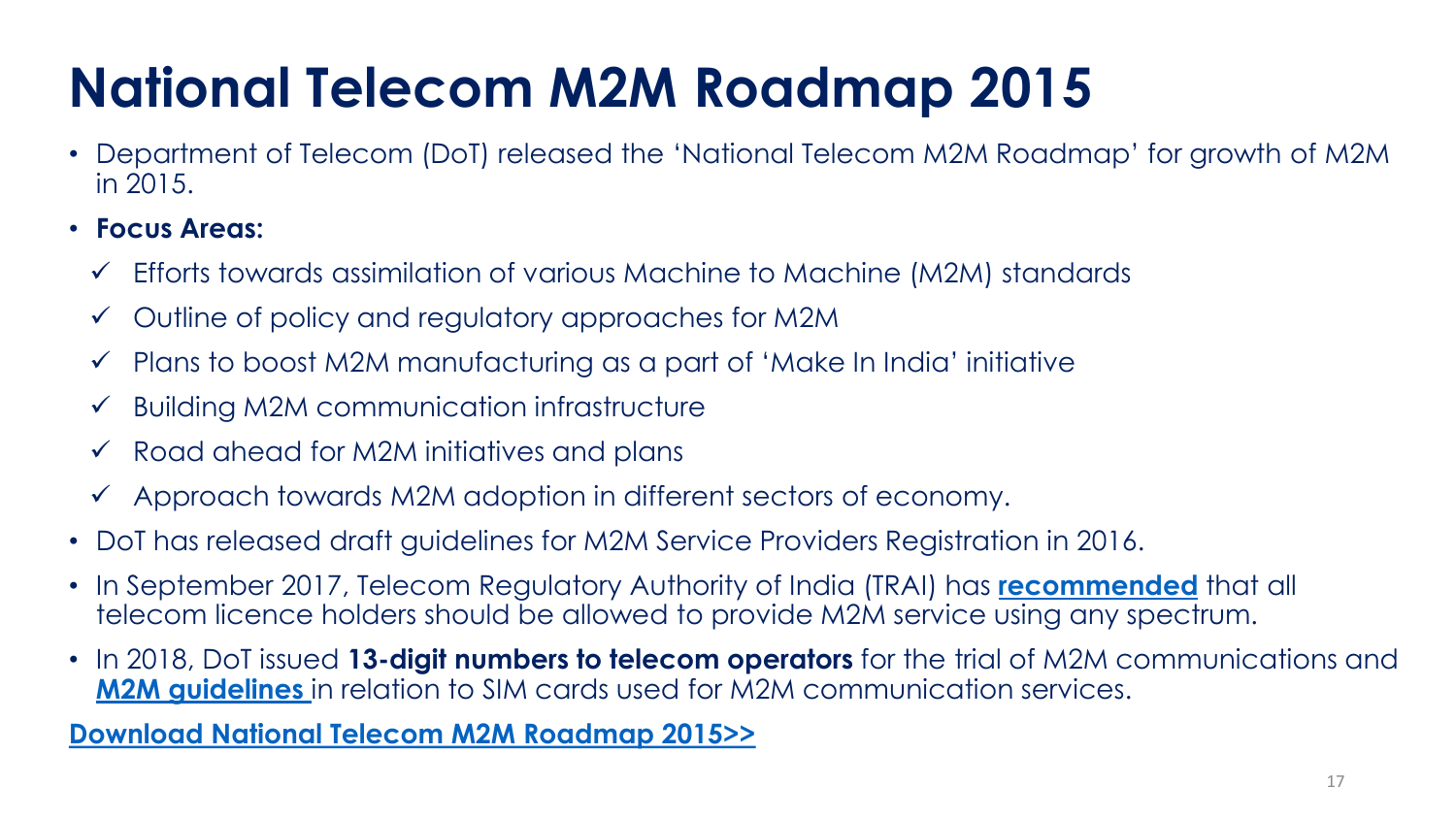# National Telecom M2M Roadmap 2015

- Department of Telecom (DoT) released the 'National Telecom M2M Roadmap' for growth of M2M in 2015.
- **Focus Areas:**
  - ✓ Efforts towards assimilation of various Machine to Machine (M2M) standards
  - ✓ Outline of policy and regulatory approaches for M2M
  - ✓ Plans to boost M2M manufacturing as a part of 'Make In India' initiative
  - ✓ Building M2M communication infrastructure
  - ✓ Road ahead for M2M initiatives and plans
  - ✓ Approach towards M2M adoption in different sectors of economy.
- DoT has released draft guidelines for M2M Service Providers Registration in 2016.
- In September 2017, Telecom Regulatory Authority of India (TRAI) has **recommended** that all telecom licence holders should be allowed to provide M2M service using any spectrum.
- In 2018, DoT issued **13-digit numbers to telecom operators** for the trial of M2M communications and **M2M guidelines** in relation to SIM cards used for M2M communication services.

**Download National Telecom M2M Roadmap 2015>>**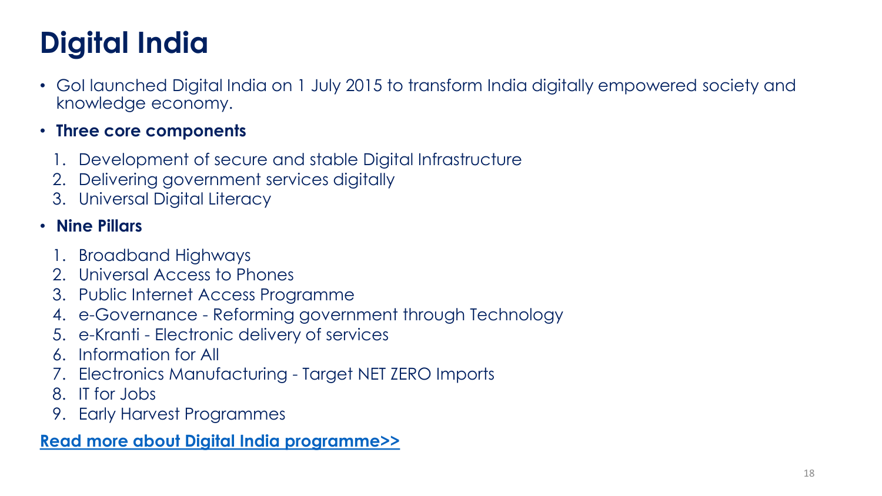# Digital India

- GoI launched Digital India on 1 July 2015 to transform India digitally empowered society and knowledge economy.
- **Three core components**
  1. Development of secure and stable Digital Infrastructure
  2. Delivering government services digitally
  3. Universal Digital Literacy
- **Nine Pillars**
  1. Broadband Highways
  2. Universal Access to Phones
  3. Public Internet Access Programme
  4. e-Governance - Reforming government through Technology
  5. e-Kranti - Electronic delivery of services
  6. Information for All
  7. Electronics Manufacturing - Target NET ZERO Imports
  8. IT for Jobs
  9. Early Harvest Programmes

**Read more about Digital India programme>>**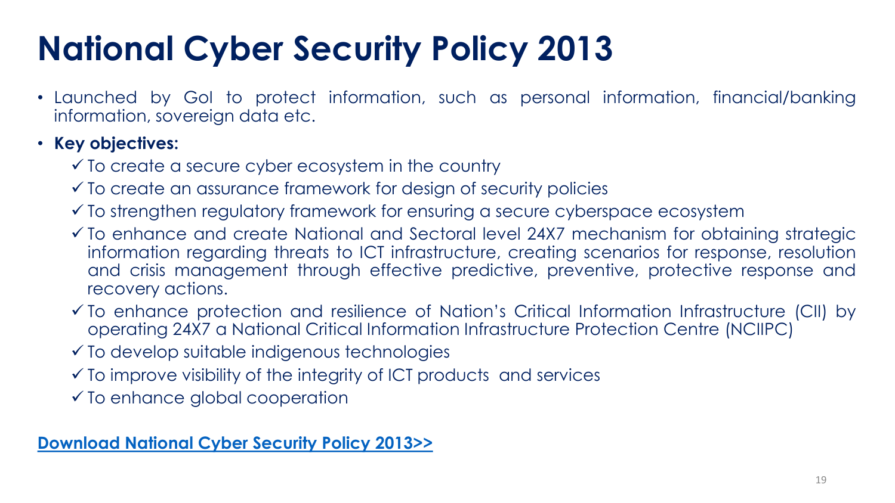# National Cyber Security Policy 2013

- Launched by GoI to protect information, such as personal information, financial/banking information, sovereign data etc.
- **Key objectives:**
  - ✓ To create a secure cyber ecosystem in the country
  - ✓ To create an assurance framework for design of security policies
  - ✓ To strengthen regulatory framework for ensuring a secure cyberspace ecosystem
  - ✓ To enhance and create National and Sectoral level 24X7 mechanism for obtaining strategic information regarding threats to ICT infrastructure, creating scenarios for response, resolution and crisis management through effective predictive, preventive, protective response and recovery actions.
  - ✓ To enhance protection and resilience of Nation's Critical Information Infrastructure (CII) by operating 24X7 a National Critical Information Infrastructure Protection Centre (NCIIPC)
  - ✓ To develop suitable indigenous technologies
  - ✓ To improve visibility of the integrity of ICT products and services
  - ✓ To enhance global cooperation

**Download National Cyber Security Policy 2013>>**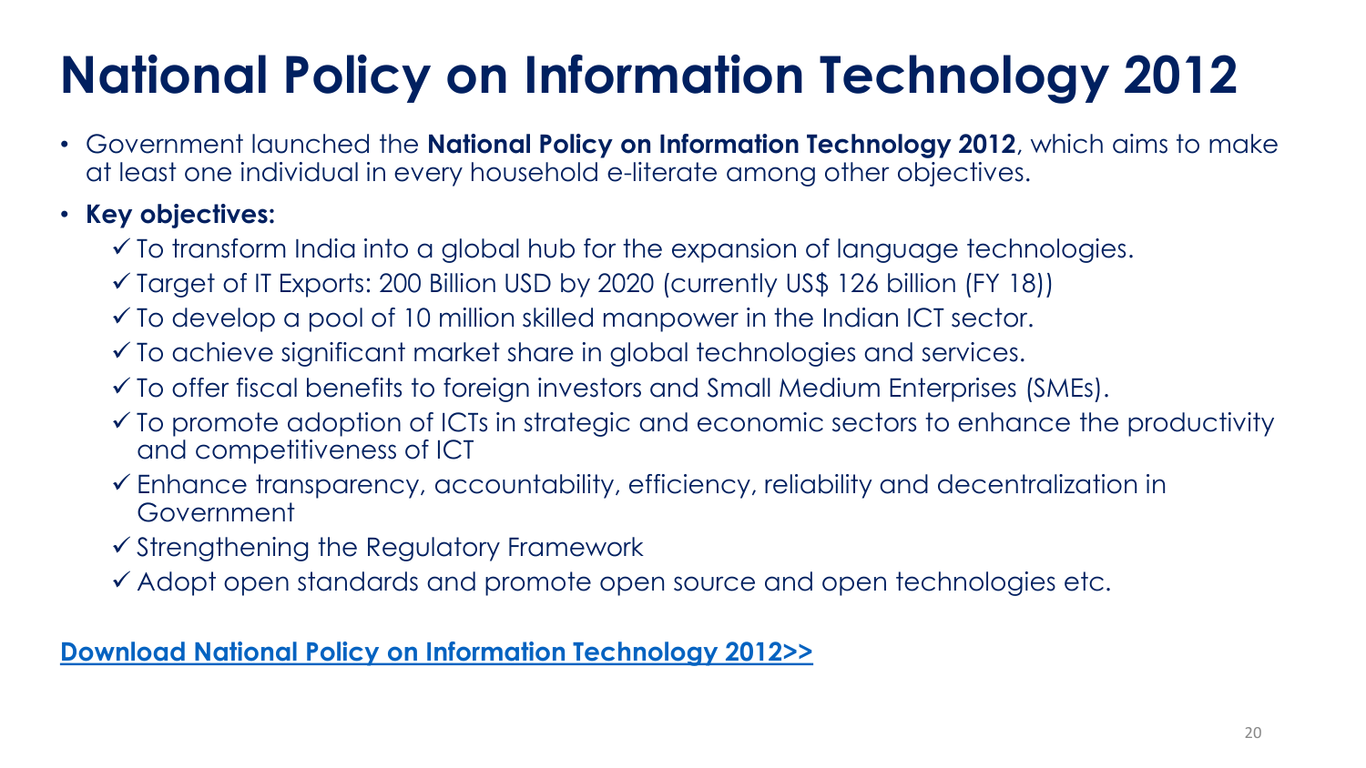# National Policy on Information Technology 2012

- Government launched the **National Policy on Information Technology 2012**, which aims to make at least one individual in every household e-literate among other objectives.
- **Key objectives:**
  - ✓ To transform India into a global hub for the expansion of language technologies.
  - ✓ Target of IT Exports: 200 Billion USD by 2020 (currently US$ 126 billion (FY 18))
  - ✓ To develop a pool of 10 million skilled manpower in the Indian ICT sector.
  - ✓ To achieve significant market share in global technologies and services.
  - ✓ To offer fiscal benefits to foreign investors and Small Medium Enterprises (SMEs).
  - ✓ To promote adoption of ICTs in strategic and economic sectors to enhance the productivity and competitiveness of ICT
  - ✓ Enhance transparency, accountability, efficiency, reliability and decentralization in Government
  - ✓ Strengthening the Regulatory Framework
  - ✓ Adopt open standards and promote open source and open technologies etc.

**Download National Policy on Information Technology 2012>>**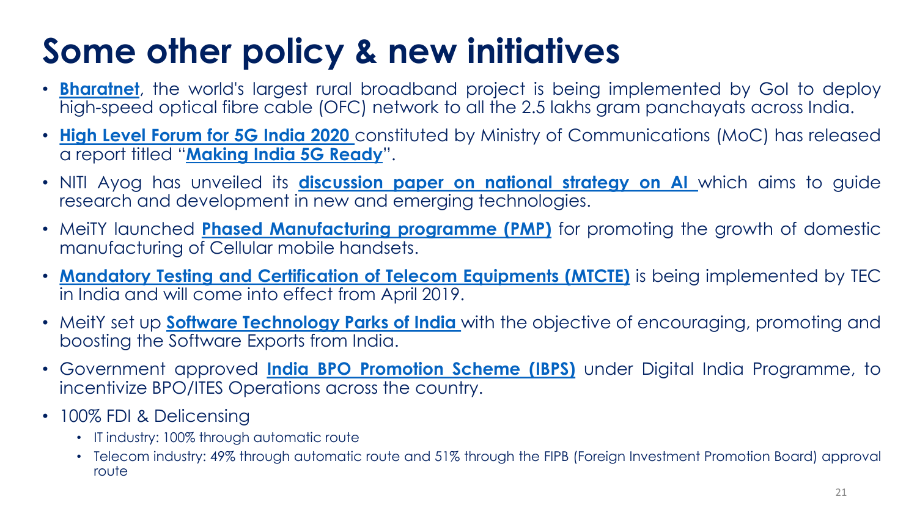# Some other policy & new initiatives

- **Bharatnet**, the world's largest rural broadband project is being implemented by GoI to deploy high-speed optical fibre cable (OFC) network to all the 2.5 lakhs gram panchayats across India.
- **High Level Forum for 5G India 2020** constituted by Ministry of Communications (MoC) has released a report titled "**Making India 5G Ready**".
- NITI Ayog has unveiled its **discussion paper on national strategy on AI** which aims to guide research and development in new and emerging technologies.
- MeiTY launched **Phased Manufacturing programme (PMP)** for promoting the growth of domestic manufacturing of Cellular mobile handsets.
- **Mandatory Testing and Certification of Telecom Equipments (MTCTE)** is being implemented by TEC in India and will come into effect from April 2019.
- MeitY set up **Software Technology Parks of India** with the objective of encouraging, promoting and boosting the Software Exports from India.
- Government approved **India BPO Promotion Scheme (IBPS)** under Digital India Programme, to incentivize BPO/ITES Operations across the country.
- 100% FDI & Delicensing
  - IT industry: 100% through automatic route
  - Telecom industry: 49% through automatic route and 51% through the FIPB (Foreign Investment Promotion Board) approval route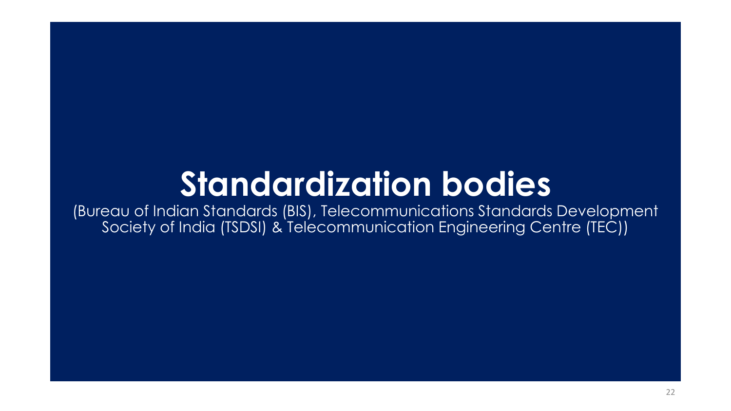# Standardization bodies

(Bureau of Indian Standards (BIS), Telecommunications Standards Development Society of India (TSDSI) & Telecommunication Engineering Centre (TEC))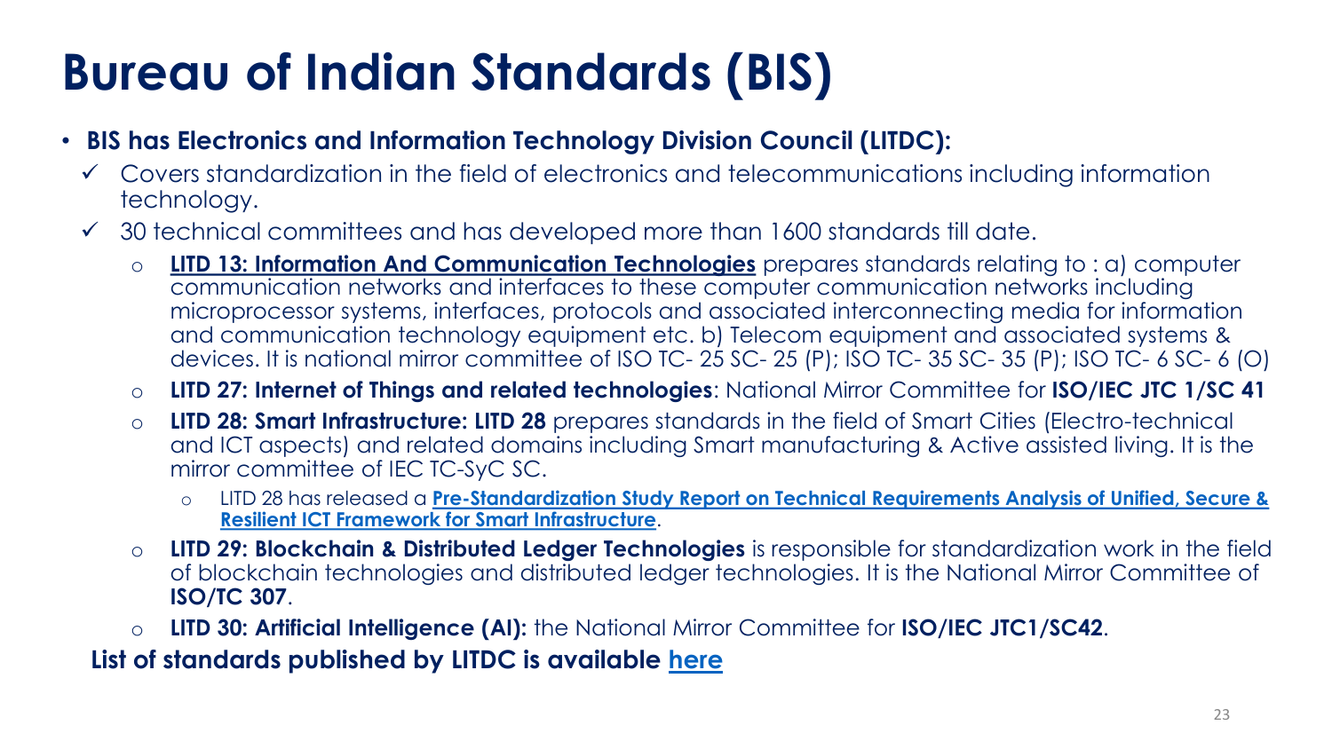# Bureau of Indian Standards (BIS)

- **BIS has Electronics and Information Technology Division Council (LITDC):**
  - ✓ Covers standardization in the field of electronics and telecommunications including information technology.
  - ✓ 30 technical committees and has developed more than 1600 standards till date.
    - **LITD 13: Information And Communication Technologies** prepares standards relating to : a) computer communication networks and interfaces to these computer communication networks including microprocessor systems, interfaces, protocols and associated interconnecting media for information and communication technology equipment etc. b) Telecom equipment and associated systems & devices. It is national mirror committee of ISO TC- 25 SC- 25 (P); ISO TC- 35 SC- 35 (P); ISO TC- 6 SC- 6 (O)
    - **LITD 27: Internet of Things and related technologies**: National Mirror Committee for **ISO/IEC JTC 1/SC 41**
    - **LITD 28: Smart Infrastructure: LITD 28** prepares standards in the field of Smart Cities (Electro-technical and ICT aspects) and related domains including Smart manufacturing & Active assisted living. It is the mirror committee of IEC TC-SyC SC.
      - LITD 28 has released a **Pre-Standardization Study Report on Technical Requirements Analysis of Unified, Secure & Resilient ICT Framework for Smart Infrastructure**.
    - **LITD 29: Blockchain & Distributed Ledger Technologies** is responsible for standardization work in the field of blockchain technologies and distributed ledger technologies. It is the National Mirror Committee of **ISO/TC 307**.
    - **LITD 30: Artificial Intelligence (AI):** the National Mirror Committee for **ISO/IEC JTC1/SC42**.

**List of standards published by LITDC is available here**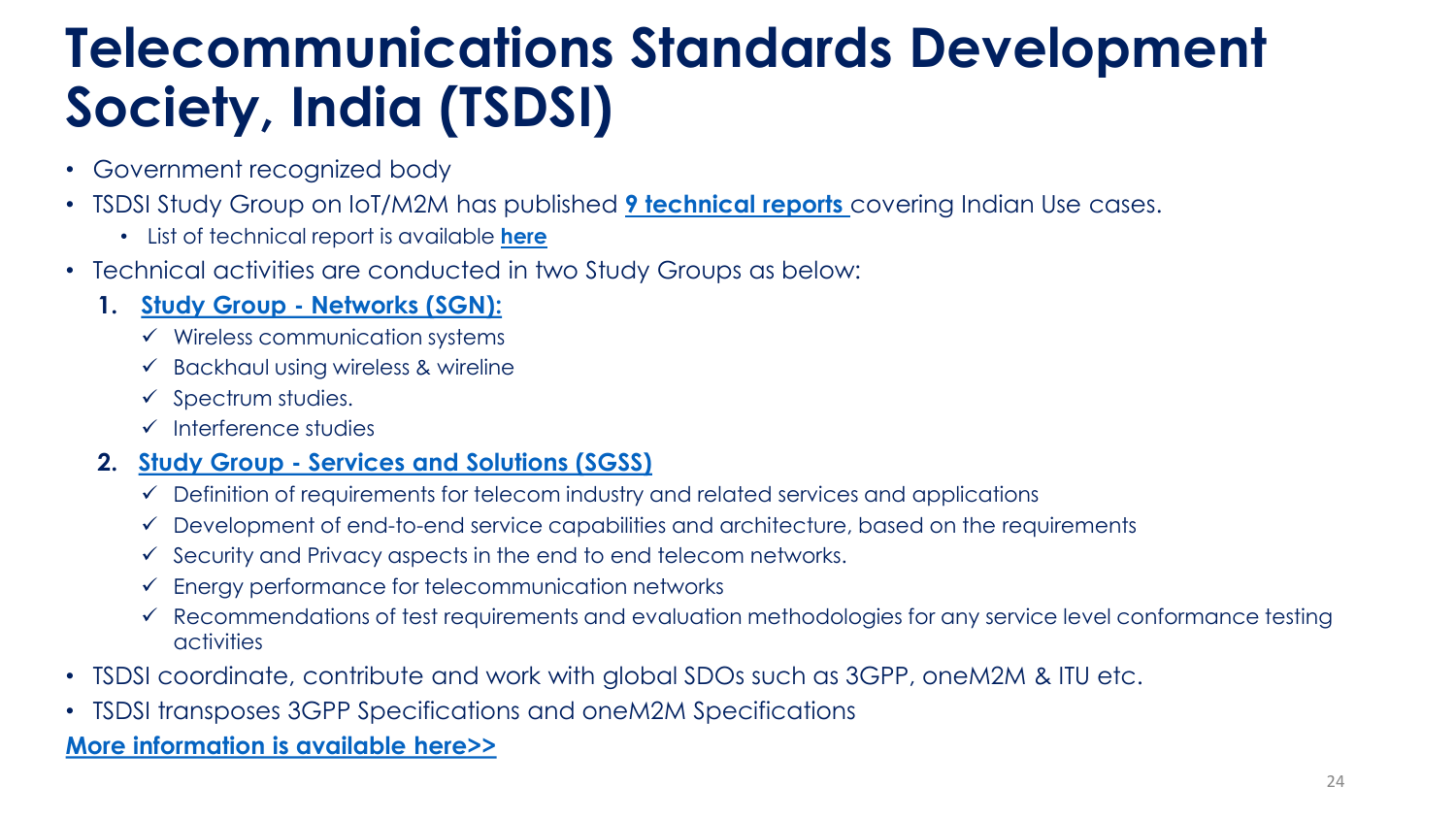# Telecommunications Standards Development Society, India (TSDSI)

- Government recognized body
- TSDSI Study Group on IoT/M2M has published **9 technical reports** covering Indian Use cases.
  - List of technical report is available **here**
- Technical activities are conducted in two Study Groups as below:
  1. **Study Group - Networks (SGN):**
     - ✓ Wireless communication systems
     - ✓ Backhaul using wireless & wireline
     - ✓ Spectrum studies.
     - ✓ Interference studies
  2. **Study Group - Services and Solutions (SGSS)**
     - ✓ Definition of requirements for telecom industry and related services and applications
     - ✓ Development of end-to-end service capabilities and architecture, based on the requirements
     - ✓ Security and Privacy aspects in the end to end telecom networks.
     - ✓ Energy performance for telecommunication networks
     - ✓ Recommendations of test requirements and evaluation methodologies for any service level conformance testing activities
- TSDSI coordinate, contribute and work with global SDOs such as 3GPP, oneM2M & ITU etc.
- TSDSI transposes 3GPP Specifications and oneM2M Specifications

**More information is available here>>**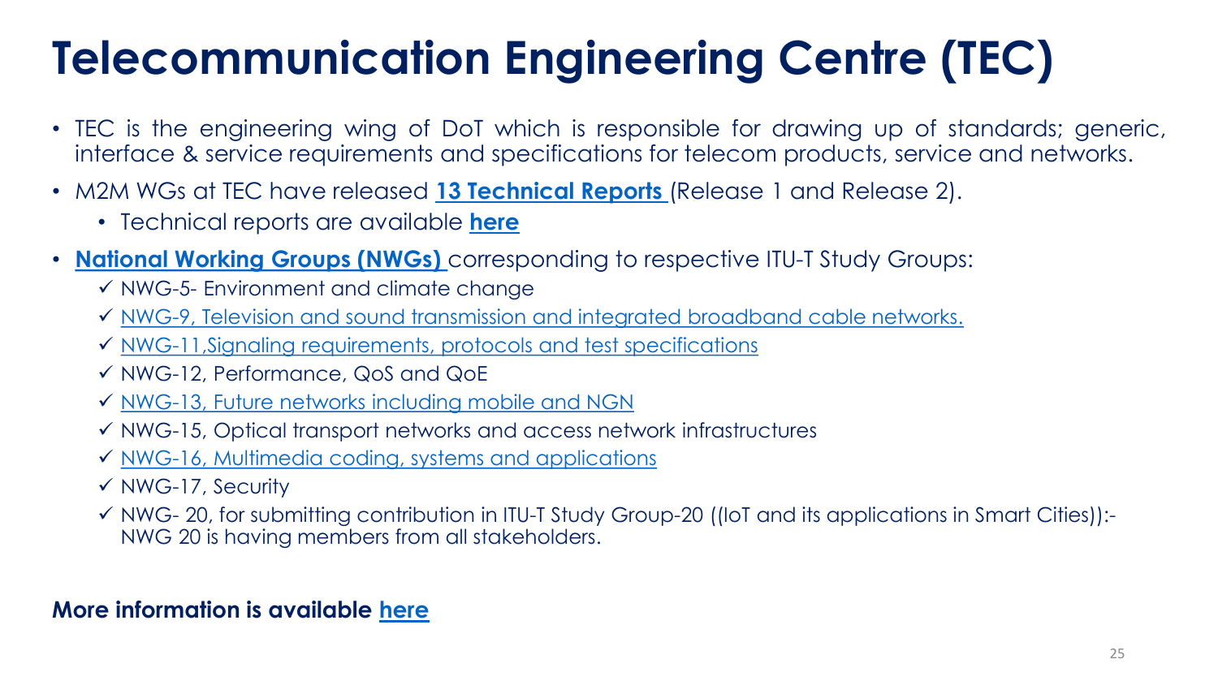# Telecommunication Engineering Centre (TEC)

- TEC is the engineering wing of DoT which is responsible for drawing up of standards; generic, interface & service requirements and specifications for telecom products, service and networks.
- M2M WGs at TEC have released **13 Technical Reports** (Release 1 and Release 2).
  - Technical reports are available **here**
- **National Working Groups (NWGs)** corresponding to respective ITU-T Study Groups:
  - ✓ NWG-5- Environment and climate change
  - ✓ NWG-9, Television and sound transmission and integrated broadband cable networks.
  - ✓ NWG-11,Signaling requirements, protocols and test specifications
  - ✓ NWG-12, Performance, QoS and QoE
  - ✓ NWG-13, Future networks including mobile and NGN
  - ✓ NWG-15, Optical transport networks and access network infrastructures
  - ✓ NWG-16, Multimedia coding, systems and applications
  - ✓ NWG-17, Security
  - ✓ NWG- 20, for submitting contribution in ITU-T Study Group-20 ((IoT and its applications in Smart Cities)):- NWG 20 is having members from all stakeholders.

**More information is available here**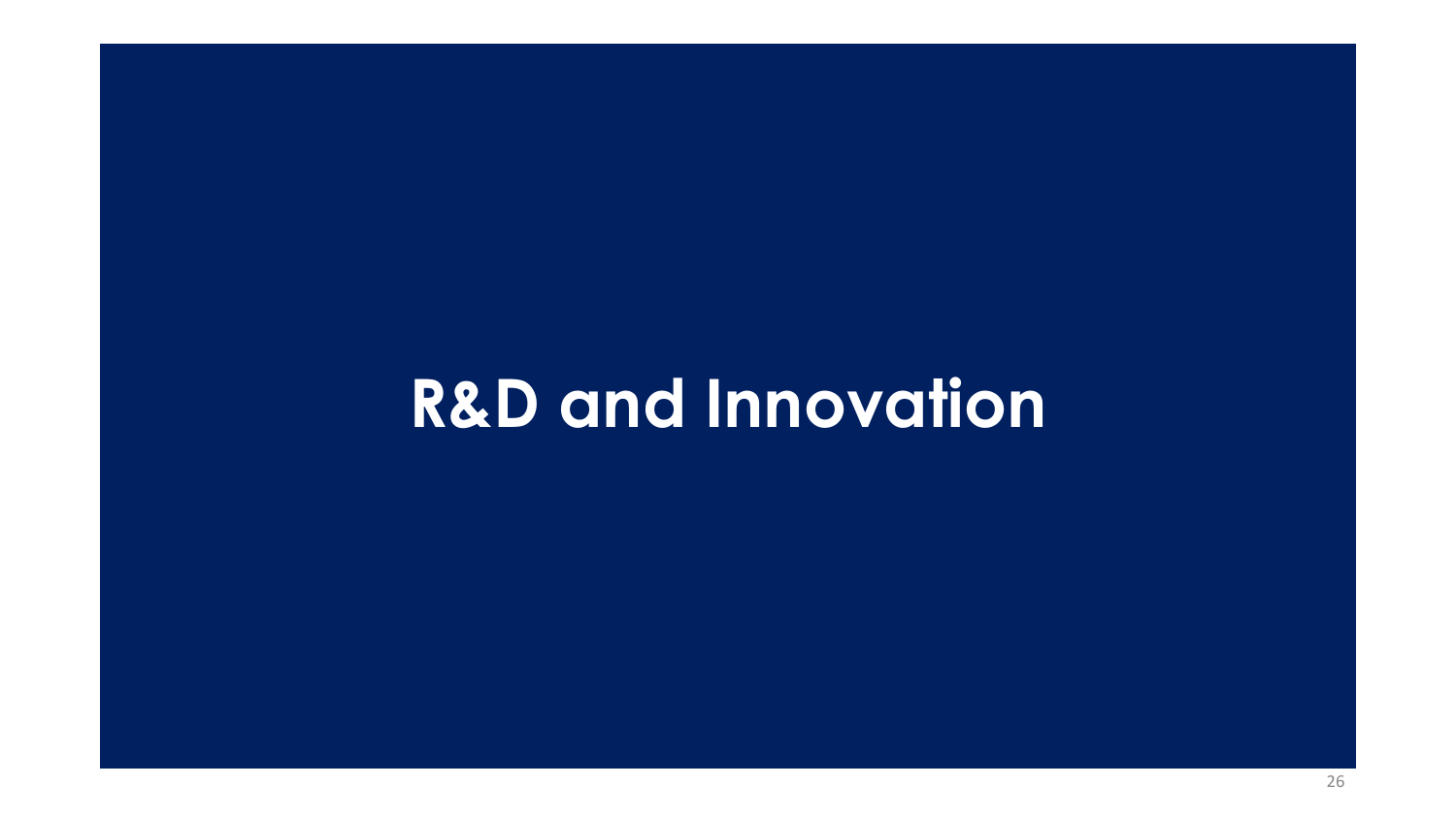# R&D and Innovation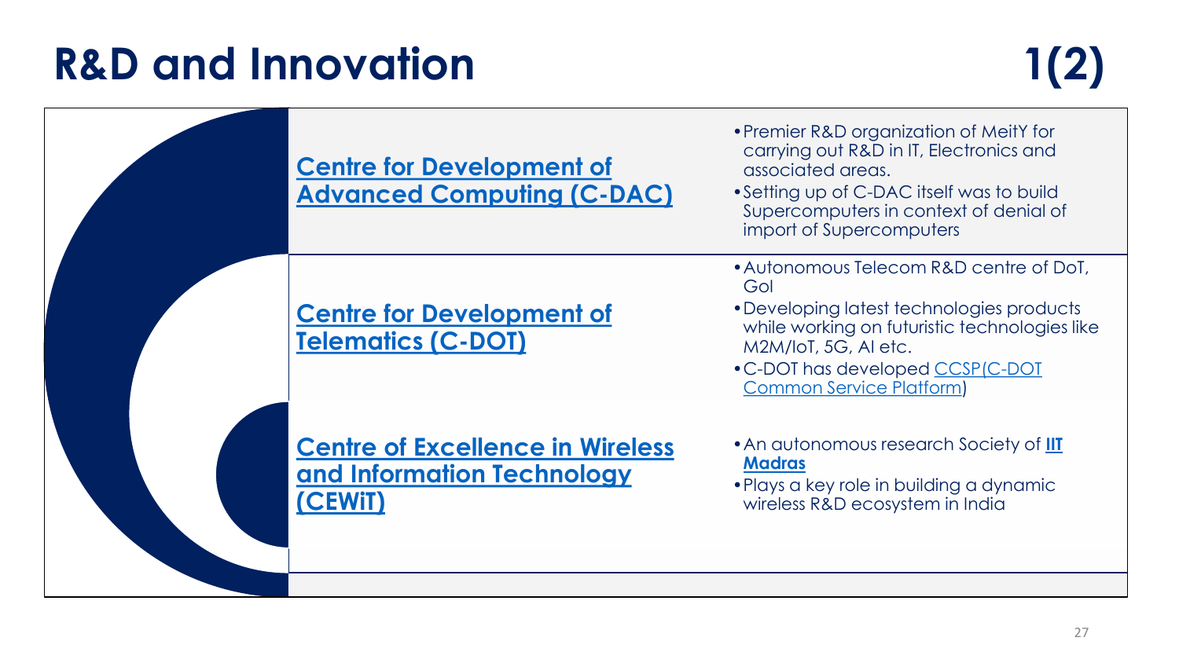# R&D and Innovation 1(2)

| Organization | Details |
| --- | --- |
| **Centre for Development of Advanced Computing (C-DAC)** | • Premier R&D organization of MeitY for carrying out R&D in IT, Electronics and associated areas. <br> • Setting up of C-DAC itself was to build Supercomputers in context of denial of import of Supercomputers |
| **Centre for Development of Telematics (C-DOT)** | • Autonomous Telecom R&D centre of DoT, GoI <br> • Developing latest technologies products while working on futuristic technologies like M2M/IoT, 5G, AI etc. <br> • C-DOT has developed CCSP(C-DOT Common Service Platform) |
| **Centre of Excellence in Wireless and Information Technology (CEWiT)** | • An autonomous research Society of **IIT Madras** <br> • Plays a key role in building a dynamic wireless R&D ecosystem in India |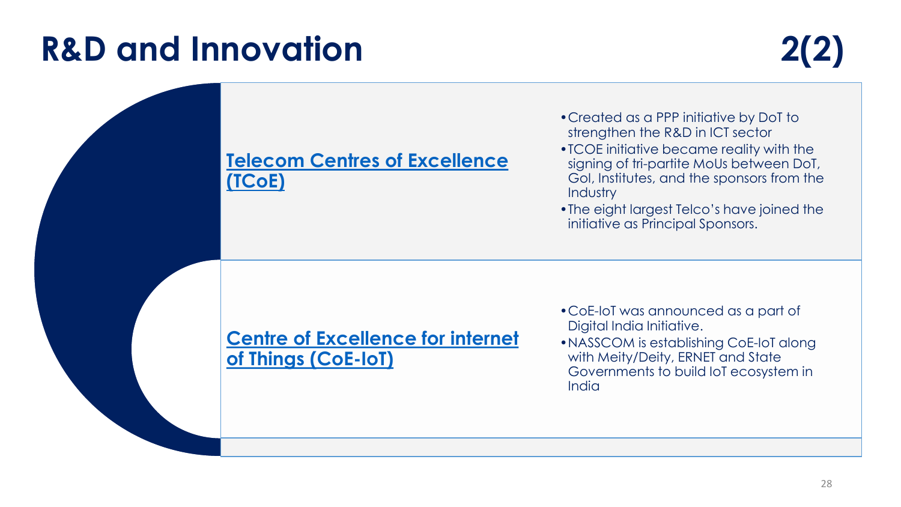# R&D and Innovation 2(2)

## [Telecom Centres of Excellence (TCoE)]

- Created as a PPP initiative by DoT to strengthen the R&D in ICT sector
- TCOE initiative became reality with the signing of tri-partite MoUs between DoT, GoI, Institutes, and the sponsors from the Industry
- The eight largest Telco's have joined the initiative as Principal Sponsors.

## [Centre of Excellence for internet of Things (CoE-IoT)]

- CoE-IoT was announced as a part of Digital India Initiative.
- NASSCOM is establishing CoE-IoT along with Meity/Deity, ERNET and State Governments to build IoT ecosystem in India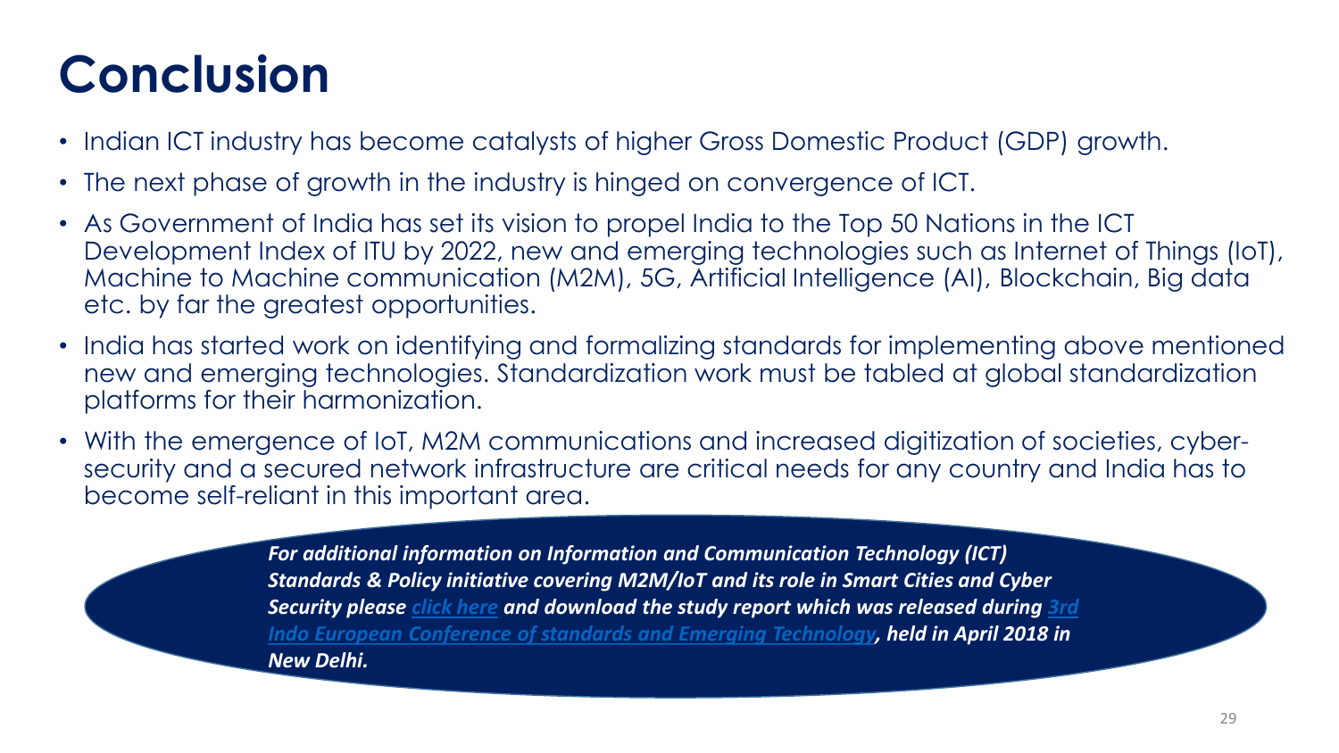# Conclusion

- Indian ICT industry has become catalysts of higher Gross Domestic Product (GDP) growth.
- The next phase of growth in the industry is hinged on convergence of ICT.
- As Government of India has set its vision to propel India to the Top 50 Nations in the ICT Development Index of ITU by 2022, new and emerging technologies such as Internet of Things (IoT), Machine to Machine communication (M2M), 5G, Artificial Intelligence (AI), Blockchain, Big data etc. by far the greatest opportunities.
- India has started work on identifying and formalizing standards for implementing above mentioned new and emerging technologies. Standardization work must be tabled at global standardization platforms for their harmonization.
- With the emergence of IoT, M2M communications and increased digitization of societies, cyber-security and a secured network infrastructure are critical needs for any country and India has to become self-reliant in this important area.

***For additional information on Information and Communication Technology (ICT) Standards & Policy initiative covering M2M/IoT and its role in Smart Cities and Cyber Security please click here and download the study report which was released during 3rd Indo European Conference of standards and Emerging Technology, held in April 2018 in New Delhi.***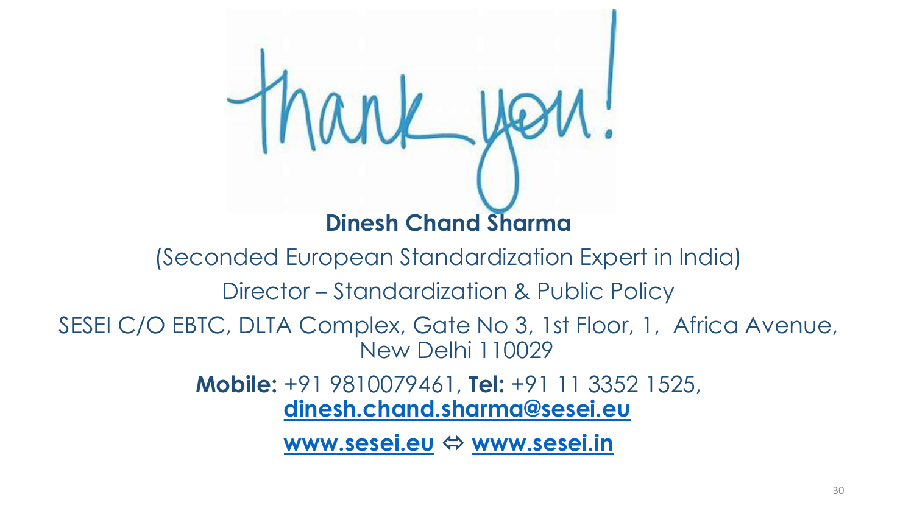thank you!

**Dinesh Chand Sharma**

(Seconded European Standardization Expert in India)

Director – Standardization & Public Policy

SESEI C/O EBTC, DLTA Complex, Gate No 3, 1st Floor, 1, Africa Avenue, New Delhi 110029

**Mobile:** +91 9810079461, **Tel:** +91 11 3352 1525, **dinesh.chand.sharma@sesei.eu**

**www.sesei.eu** ⇔ **www.sesei.in**